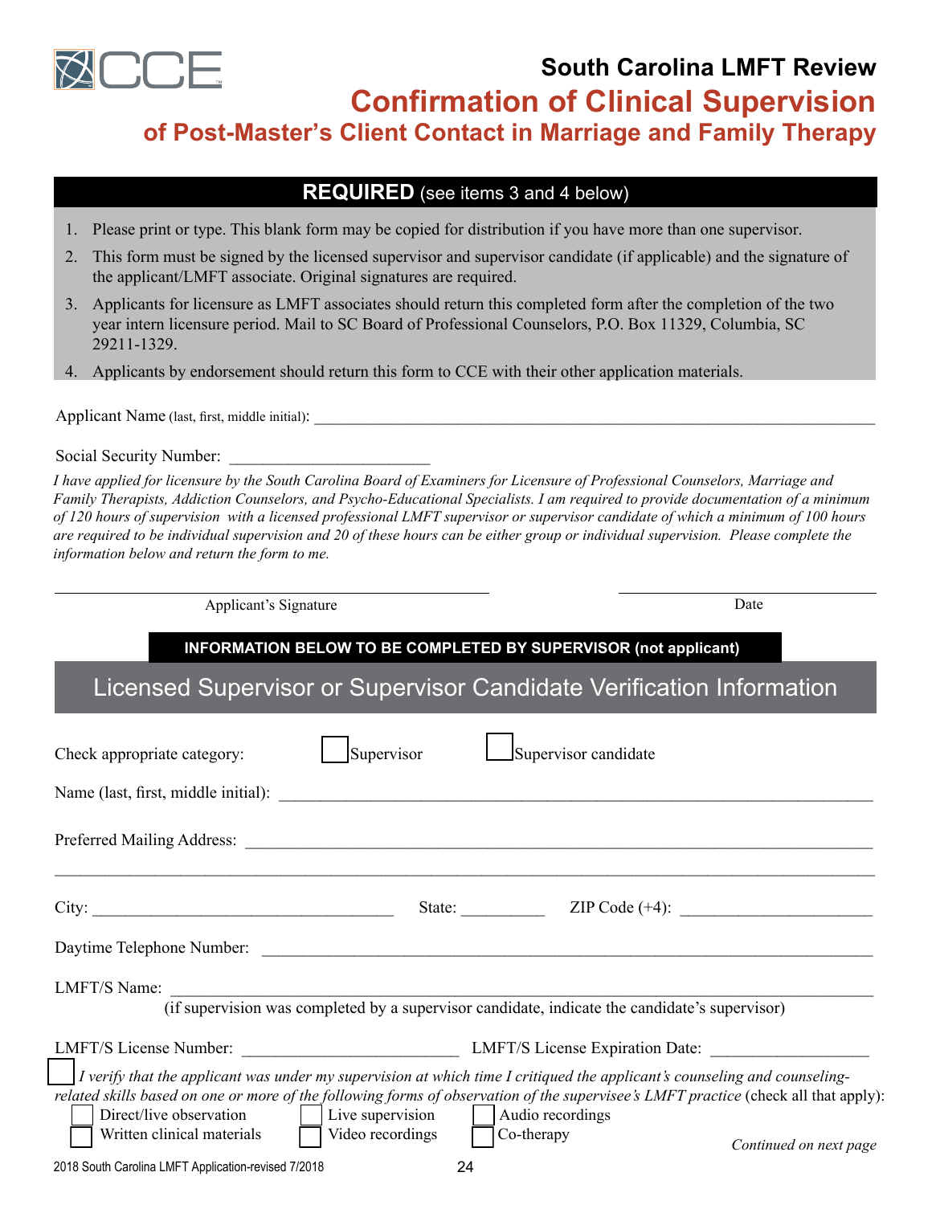# South Carolina LMFT Review

## Confirmation of Clinical Supervision

### of Post-Master's Client Contact in Marriage and Family Therapy

**REQUIRED** (see items 3 and 4 below)

1. Please print or type. This blank form may be copied for distribution if you have more than one supervisor.
2. This form must be signed by the licensed supervisor and supervisor candidate (if applicable) and the signature of the applicant/LMFT associate. Original signatures are required.
3. Applicants for licensure as LMFT associates should return this completed form after the completion of the two year intern licensure period. Mail to SC Board of Professional Counselors, P.O. Box 11329, Columbia, SC 29211-1329.
4. Applicants by endorsement should return this form to CCE with their other application materials.

Applicant Name (last, first, middle initial): ______________________________

Social Security Number: ______________________

*I have applied for licensure by the South Carolina Board of Examiners for Licensure of Professional Counselors, Marriage and Family Therapists, Addiction Counselors, and Psycho-Educational Specialists. I am required to provide documentation of a minimum of 120 hours of supervision with a licensed professional LMFT supervisor or supervisor candidate of which a minimum of 100 hours are required to be individual supervision and 20 of these hours can be either group or individual supervision. Please complete the information below and return the form to me.*

______________________________ Applicant's Signature

______________________ Date

**INFORMATION BELOW TO BE COMPLETED BY SUPERVISOR (not applicant)**

## Licensed Supervisor or Supervisor Candidate Verification Information

Check appropriate category: ☐ Supervisor ☐ Supervisor candidate

Name (last, first, middle initial): ______________________________

Preferred Mailing Address: ______________________________

______________________________

City: ____________________ State: __________ ZIP Code (+4): ____________________

Daytime Telephone Number: ______________________________

LMFT/S Name: ______________________________
(if supervision was completed by a supervisor candidate, indicate the candidate's supervisor)

LMFT/S License Number: ____________________ LMFT/S License Expiration Date: ____________________

☐ *I verify that the applicant was under my supervision at which time I critiqued the applicant's counseling and counseling-related skills based on one or more of the following forms of observation of the supervisee's LMFT practice* (check all that apply):

☐ Direct/live observation ☐ Live supervision ☐ Audio recordings
☐ Written clinical materials ☐ Video recordings ☐ Co-therapy

*Continued on next page*

2018 South Carolina LMFT Application-revised 7/2018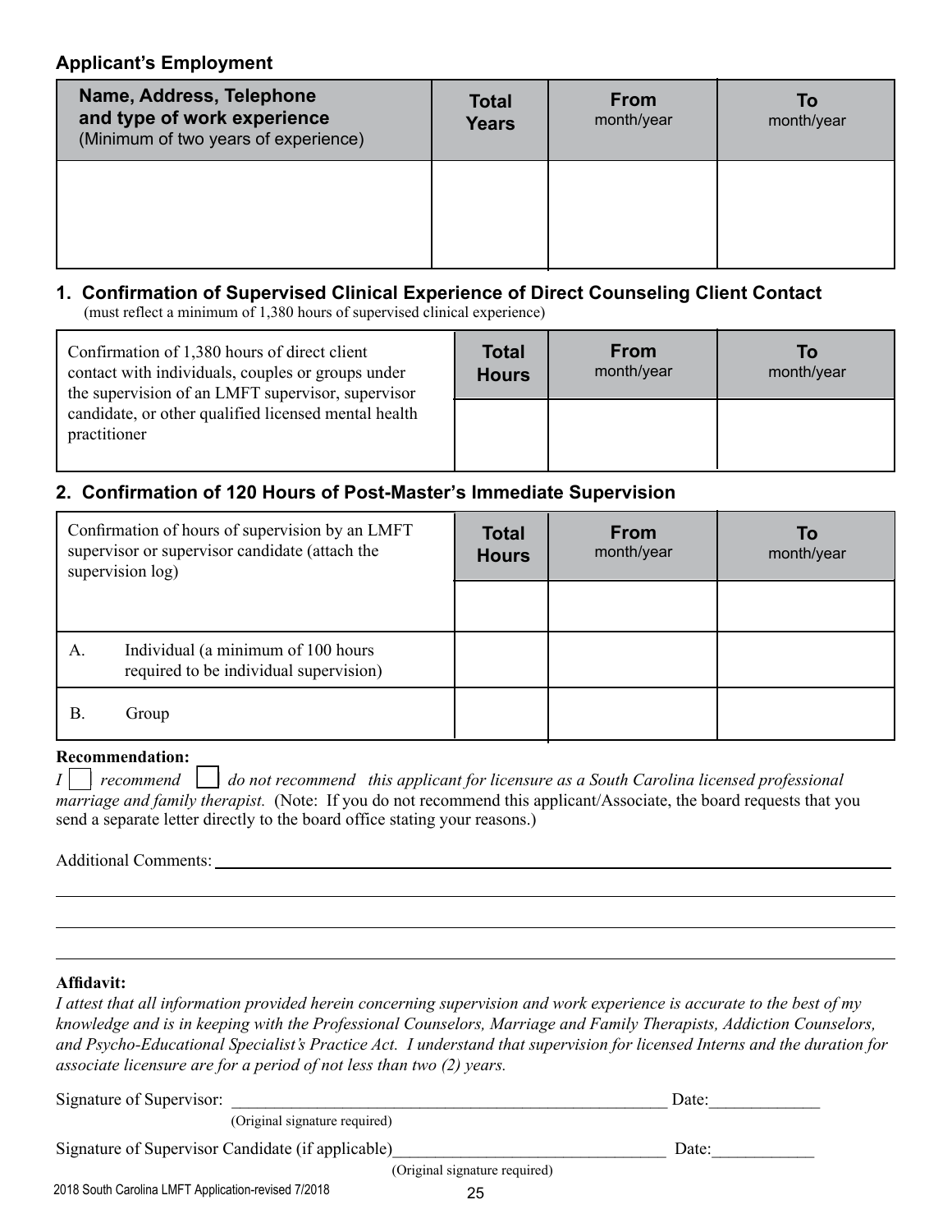## Applicant's Employment

| Name, Address, Telephone and type of work experience (Minimum of two years of experience) | Total Years | From month/year | To month/year |
|---|---|---|---|
| | | | |

## 1. Confirmation of Supervised Clinical Experience of Direct Counseling Client Contact

(must reflect a minimum of 1,380 hours of supervised clinical experience)

| Confirmation of 1,380 hours of direct client contact with individuals, couples or groups under the supervision of an LMFT supervisor, supervisor candidate, or other qualified licensed mental health practitioner | Total Hours | From month/year | To month/year |
|---|---|---|---|
| | | | |

## 2. Confirmation of 120 Hours of Post-Master's Immediate Supervision

| Confirmation of hours of supervision by an LMFT supervisor or supervisor candidate (attach the supervision log) | Total Hours | From month/year | To month/year |
|---|---|---|---|
| | | | |
| A. Individual (a minimum of 100 hours required to be individual supervision) | | | |
| B. Group | | | |

**Recommendation:**

*I* ☐ *recommend* ☐ *do not recommend this applicant for licensure as a South Carolina licensed professional marriage and family therapist.* (Note: If you do not recommend this applicant/Associate, the board requests that you send a separate letter directly to the board office stating your reasons.)

Additional Comments: \_\_\_\_\_\_\_\_\_\_\_\_\_\_\_\_\_\_\_\_\_\_\_\_\_\_\_\_\_\_\_\_\_\_\_\_\_\_\_\_\_\_\_\_\_\_\_\_\_\_

\_\_\_\_\_\_\_\_\_\_\_\_\_\_\_\_\_\_\_\_\_\_\_\_\_\_\_\_\_\_\_\_\_\_\_\_\_\_\_\_\_\_\_\_\_\_\_\_\_\_\_\_\_\_\_\_\_\_\_\_\_\_

\_\_\_\_\_\_\_\_\_\_\_\_\_\_\_\_\_\_\_\_\_\_\_\_\_\_\_\_\_\_\_\_\_\_\_\_\_\_\_\_\_\_\_\_\_\_\_\_\_\_\_\_\_\_\_\_\_\_\_\_\_\_

\_\_\_\_\_\_\_\_\_\_\_\_\_\_\_\_\_\_\_\_\_\_\_\_\_\_\_\_\_\_\_\_\_\_\_\_\_\_\_\_\_\_\_\_\_\_\_\_\_\_\_\_\_\_\_\_\_\_\_\_\_\_

**Affidavit:**

*I attest that all information provided herein concerning supervision and work experience is accurate to the best of my knowledge and is in keeping with the Professional Counselors, Marriage and Family Therapists, Addiction Counselors, and Psycho-Educational Specialist's Practice Act. I understand that supervision for licensed Interns and the duration for associate licensure are for a period of not less than two (2) years.*

Signature of Supervisor: \_\_\_\_\_\_\_\_\_\_\_\_\_\_\_\_\_\_\_\_\_\_\_\_\_\_\_\_\_\_\_\_\_\_\_\_\_\_\_\_\_\_\_\_ Date:\_\_\_\_\_\_\_\_\_\_\_\_\_

(Original signature required)

Signature of Supervisor Candidate (if applicable)\_\_\_\_\_\_\_\_\_\_\_\_\_\_\_\_\_\_\_\_\_\_\_\_\_\_\_\_\_\_\_\_ Date:\_\_\_\_\_\_\_\_\_\_\_\_

(Original signature required)

2018 South Carolina LMFT Application-revised 7/2018